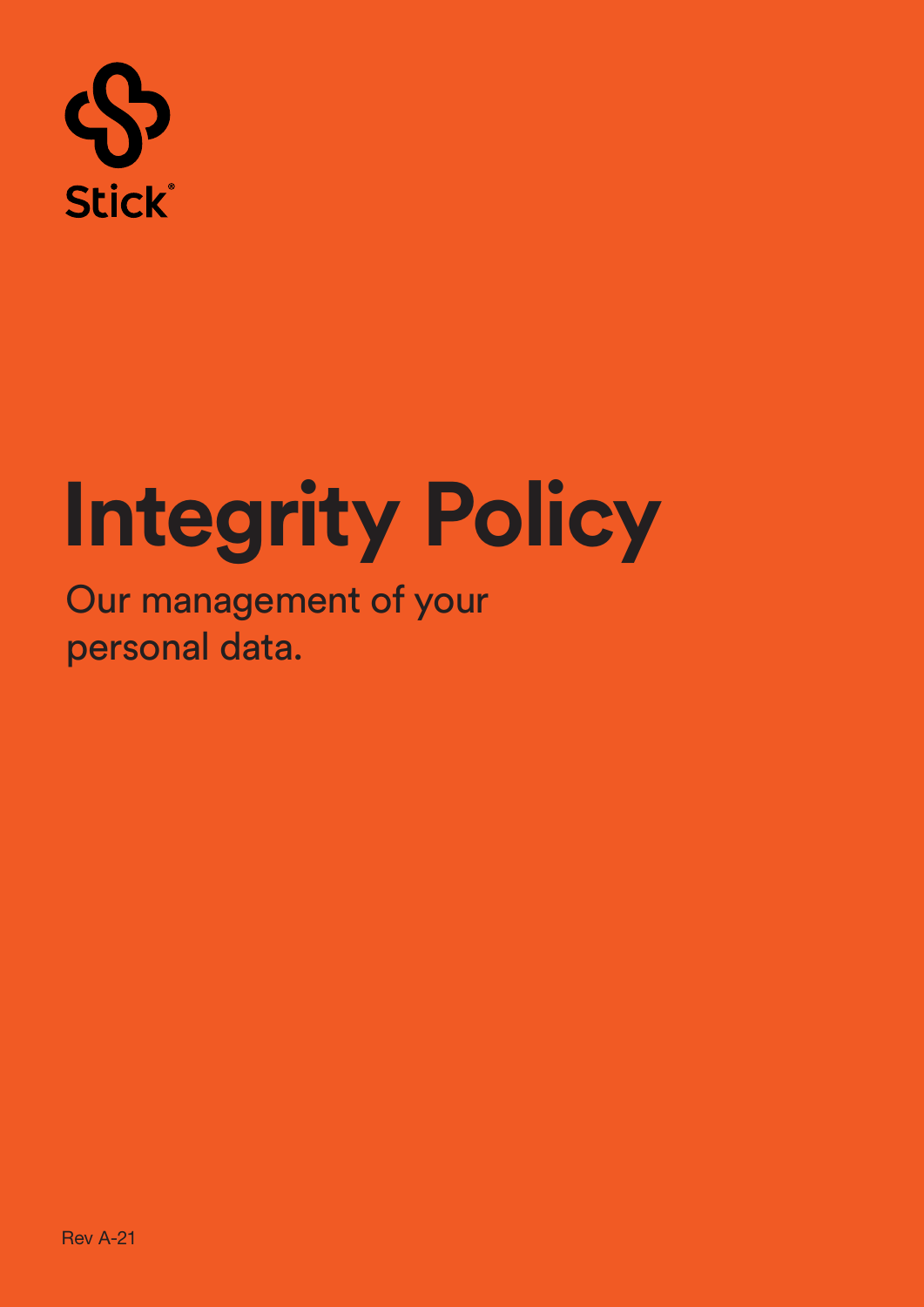Stick®

# Integrity Policy

Our management of your personal data.

Rev A-21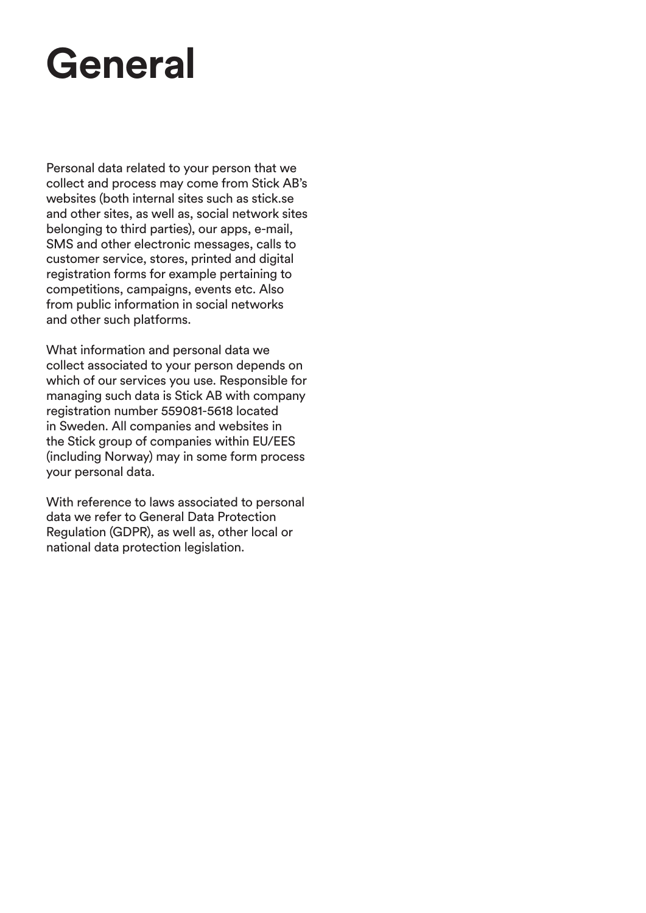# General

Personal data related to your person that we collect and process may come from Stick AB's websites (both internal sites such as stick.se and other sites, as well as, social network sites belonging to third parties), our apps, e-mail, SMS and other electronic messages, calls to customer service, stores, printed and digital registration forms for example pertaining to competitions, campaigns, events etc. Also from public information in social networks and other such platforms.

What information and personal data we collect associated to your person depends on which of our services you use. Responsible for managing such data is Stick AB with company registration number 559081-5618 located in Sweden. All companies and websites in the Stick group of companies within EU/EES (including Norway) may in some form process your personal data.

With reference to laws associated to personal data we refer to General Data Protection Regulation (GDPR), as well as, other local or national data protection legislation.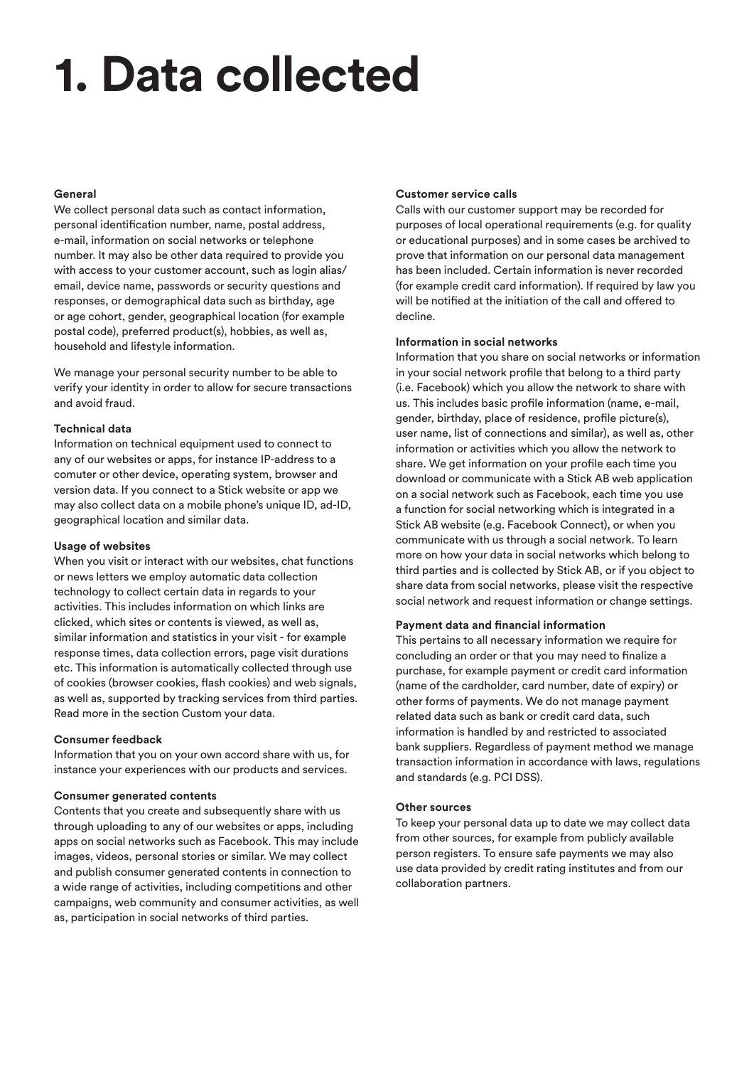# 1. Data collected

**General**
We collect personal data such as contact information, personal identification number, name, postal address, e-mail, information on social networks or telephone number. It may also be other data required to provide you with access to your customer account, such as login alias/ email, device name, passwords or security questions and responses, or demographical data such as birthday, age or age cohort, gender, geographical location (for example postal code), preferred product(s), hobbies, as well as, household and lifestyle information.

We manage your personal security number to be able to verify your identity in order to allow for secure transactions and avoid fraud.

**Technical data**
Information on technical equipment used to connect to any of our websites or apps, for instance IP-address to a comuter or other device, operating system, browser and version data. If you connect to a Stick website or app we may also collect data on a mobile phone's unique ID, ad-ID, geographical location and similar data.

**Usage of websites**
When you visit or interact with our websites, chat functions or news letters we employ automatic data collection technology to collect certain data in regards to your activities. This includes information on which links are clicked, which sites or contents is viewed, as well as, similar information and statistics in your visit - for example response times, data collection errors, page visit durations etc. This information is automatically collected through use of cookies (browser cookies, flash cookies) and web signals, as well as, supported by tracking services from third parties. Read more in the section Custom your data.

**Consumer feedback**
Information that you on your own accord share with us, for instance your experiences with our products and services.

**Consumer generated contents**
Contents that you create and subsequently share with us through uploading to any of our websites or apps, including apps on social networks such as Facebook. This may include images, videos, personal stories or similar. We may collect and publish consumer generated contents in connection to a wide range of activities, including competitions and other campaigns, web community and consumer activities, as well as, participation in social networks of third parties.

**Customer service calls**
Calls with our customer support may be recorded for purposes of local operational requirements (e.g. for quality or educational purposes) and in some cases be archived to prove that information on our personal data management has been included. Certain information is never recorded (for example credit card information). If required by law you will be notified at the initiation of the call and offered to decline.

**Information in social networks**
Information that you share on social networks or information in your social network profile that belong to a third party (i.e. Facebook) which you allow the network to share with us. This includes basic profile information (name, e-mail, gender, birthday, place of residence, profile picture(s), user name, list of connections and similar), as well as, other information or activities which you allow the network to share. We get information on your profile each time you download or communicate with a Stick AB web application on a social network such as Facebook, each time you use a function for social networking which is integrated in a Stick AB website (e.g. Facebook Connect), or when you communicate with us through a social network. To learn more on how your data in social networks which belong to third parties and is collected by Stick AB, or if you object to share data from social networks, please visit the respective social network and request information or change settings.

**Payment data and financial information**
This pertains to all necessary information we require for concluding an order or that you may need to finalize a purchase, for example payment or credit card information (name of the cardholder, card number, date of expiry) or other forms of payments. We do not manage payment related data such as bank or credit card data, such information is handled by and restricted to associated bank suppliers. Regardless of payment method we manage transaction information in accordance with laws, regulations and standards (e.g. PCI DSS).

**Other sources**
To keep your personal data up to date we may collect data from other sources, for example from publicly available person registers. To ensure safe payments we may also use data provided by credit rating institutes and from our collaboration partners.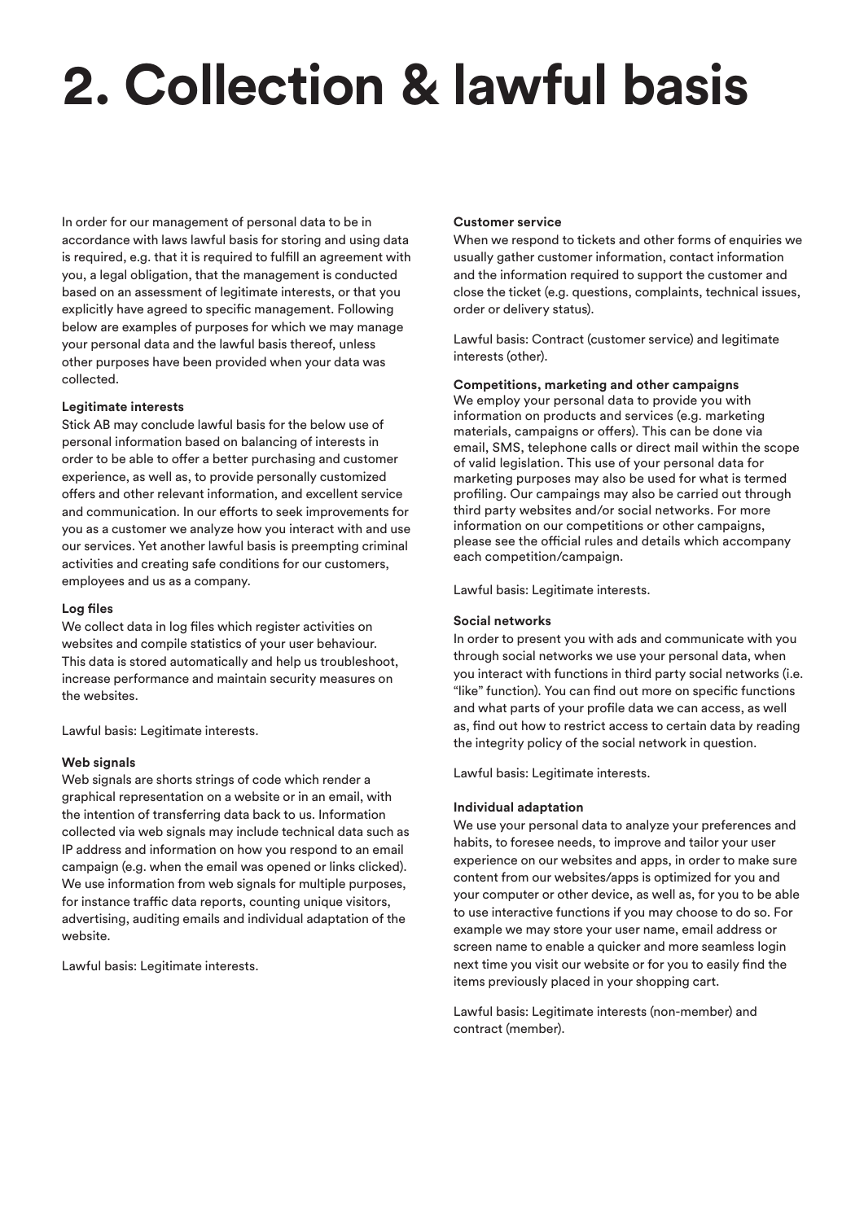# 2. Collection & lawful basis

In order for our management of personal data to be in accordance with laws lawful basis for storing and using data is required, e.g. that it is required to fulfill an agreement with you, a legal obligation, that the management is conducted based on an assessment of legitimate interests, or that you explicitly have agreed to specific management. Following below are examples of purposes for which we may manage your personal data and the lawful basis thereof, unless other purposes have been provided when your data was collected.

**Legitimate interests**
Stick AB may conclude lawful basis for the below use of personal information based on balancing of interests in order to be able to offer a better purchasing and customer experience, as well as, to provide personally customized offers and other relevant information, and excellent service and communication. In our efforts to seek improvements for you as a customer we analyze how you interact with and use our services. Yet another lawful basis is preempting criminal activities and creating safe conditions for our customers, employees and us as a company.

**Log files**
We collect data in log files which register activities on websites and compile statistics of your user behaviour. This data is stored automatically and help us troubleshoot, increase performance and maintain security measures on the websites.

Lawful basis: Legitimate interests.

**Web signals**
Web signals are shorts strings of code which render a graphical representation on a website or in an email, with the intention of transferring data back to us. Information collected via web signals may include technical data such as IP address and information on how you respond to an email campaign (e.g. when the email was opened or links clicked). We use information from web signals for multiple purposes, for instance traffic data reports, counting unique visitors, advertising, auditing emails and individual adaptation of the website.

Lawful basis: Legitimate interests.

**Customer service**
When we respond to tickets and other forms of enquiries we usually gather customer information, contact information and the information required to support the customer and close the ticket (e.g. questions, complaints, technical issues, order or delivery status).

Lawful basis: Contract (customer service) and legitimate interests (other).

**Competitions, marketing and other campaigns**
We employ your personal data to provide you with information on products and services (e.g. marketing materials, campaigns or offers). This can be done via email, SMS, telephone calls or direct mail within the scope of valid legislation. This use of your personal data for marketing purposes may also be used for what is termed profiling. Our campaings may also be carried out through third party websites and/or social networks. For more information on our competitions or other campaigns, please see the official rules and details which accompany each competition/campaign.

Lawful basis: Legitimate interests.

**Social networks**
In order to present you with ads and communicate with you through social networks we use your personal data, when you interact with functions in third party social networks (i.e. "like" function). You can find out more on specific functions and what parts of your profile data we can access, as well as, find out how to restrict access to certain data by reading the integrity policy of the social network in question.

Lawful basis: Legitimate interests.

**Individual adaptation**
We use your personal data to analyze your preferences and habits, to foresee needs, to improve and tailor your user experience on our websites and apps, in order to make sure content from our websites/apps is optimized for you and your computer or other device, as well as, for you to be able to use interactive functions if you may choose to do so. For example we may store your user name, email address or screen name to enable a quicker and more seamless login next time you visit our website or for you to easily find the items previously placed in your shopping cart.

Lawful basis: Legitimate interests (non-member) and contract (member).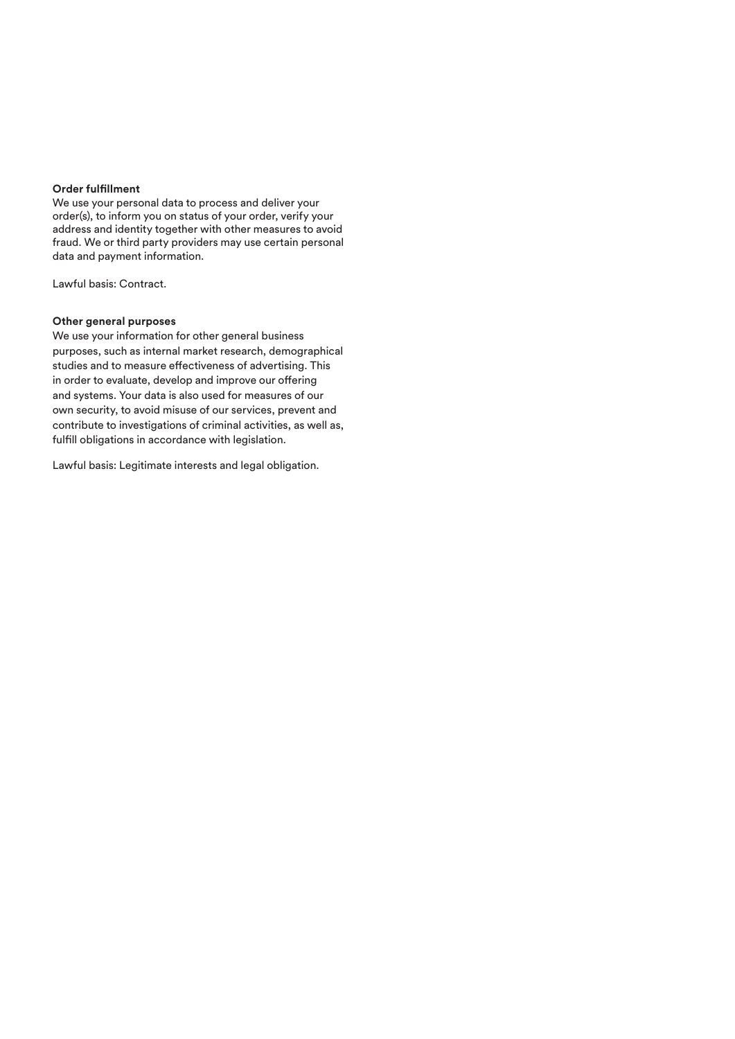**Order fulfillment**

We use your personal data to process and deliver your order(s), to inform you on status of your order, verify your address and identity together with other measures to avoid fraud. We or third party providers may use certain personal data and payment information.

Lawful basis: Contract.

**Other general purposes**

We use your information for other general business purposes, such as internal market research, demographical studies and to measure effectiveness of advertising. This in order to evaluate, develop and improve our offering and systems. Your data is also used for measures of our own security, to avoid misuse of our services, prevent and contribute to investigations of criminal activities, as well as, fulfill obligations in accordance with legislation.

Lawful basis: Legitimate interests and legal obligation.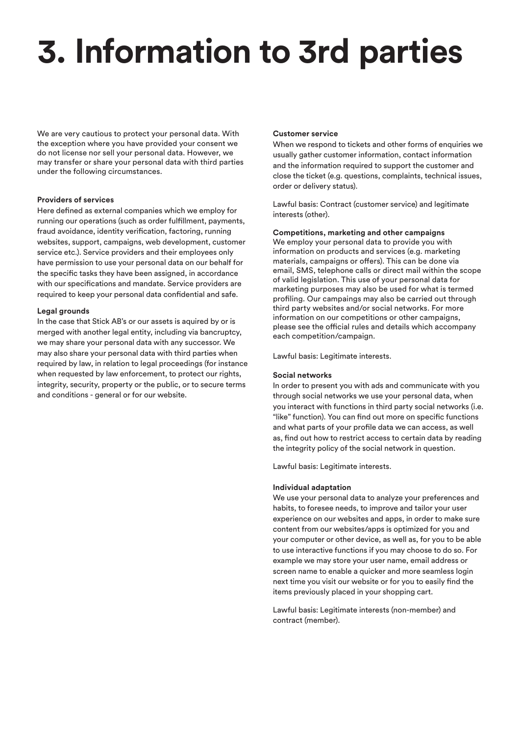# 3. Information to 3rd parties

We are very cautious to protect your personal data. With the exception where you have provided your consent we do not license nor sell your personal data. However, we may transfer or share your personal data with third parties under the following circumstances.

**Providers of services**

Here defined as external companies which we employ for running our operations (such as order fulfillment, payments, fraud avoidance, identity verification, factoring, running websites, support, campaigns, web development, customer service etc.). Service providers and their employees only have permission to use your personal data on our behalf for the specific tasks they have been assigned, in accordance with our specifications and mandate. Service providers are required to keep your personal data confidential and safe.

**Legal grounds**

In the case that Stick AB's or our assets is aquired by or is merged with another legal entity, including via bancruptcy, we may share your personal data with any successor. We may also share your personal data with third parties when required by law, in relation to legal proceedings (for instance when requested by law enforcement, to protect our rights, integrity, security, property or the public, or to secure terms and conditions - general or for our website.

**Customer service**

When we respond to tickets and other forms of enquiries we usually gather customer information, contact information and the information required to support the customer and close the ticket (e.g. questions, complaints, technical issues, order or delivery status).

Lawful basis: Contract (customer service) and legitimate interests (other).

**Competitions, marketing and other campaigns**

We employ your personal data to provide you with information on products and services (e.g. marketing materials, campaigns or offers). This can be done via email, SMS, telephone calls or direct mail within the scope of valid legislation. This use of your personal data for marketing purposes may also be used for what is termed profiling. Our campaings may also be carried out through third party websites and/or social networks. For more information on our competitions or other campaigns, please see the official rules and details which accompany each competition/campaign.

Lawful basis: Legitimate interests.

**Social networks**

In order to present you with ads and communicate with you through social networks we use your personal data, when you interact with functions in third party social networks (i.e. "like" function). You can find out more on specific functions and what parts of your profile data we can access, as well as, find out how to restrict access to certain data by reading the integrity policy of the social network in question.

Lawful basis: Legitimate interests.

**Individual adaptation**

We use your personal data to analyze your preferences and habits, to foresee needs, to improve and tailor your user experience on our websites and apps, in order to make sure content from our websites/apps is optimized for you and your computer or other device, as well as, for you to be able to use interactive functions if you may choose to do so. For example we may store your user name, email address or screen name to enable a quicker and more seamless login next time you visit our website or for you to easily find the items previously placed in your shopping cart.

Lawful basis: Legitimate interests (non-member) and contract (member).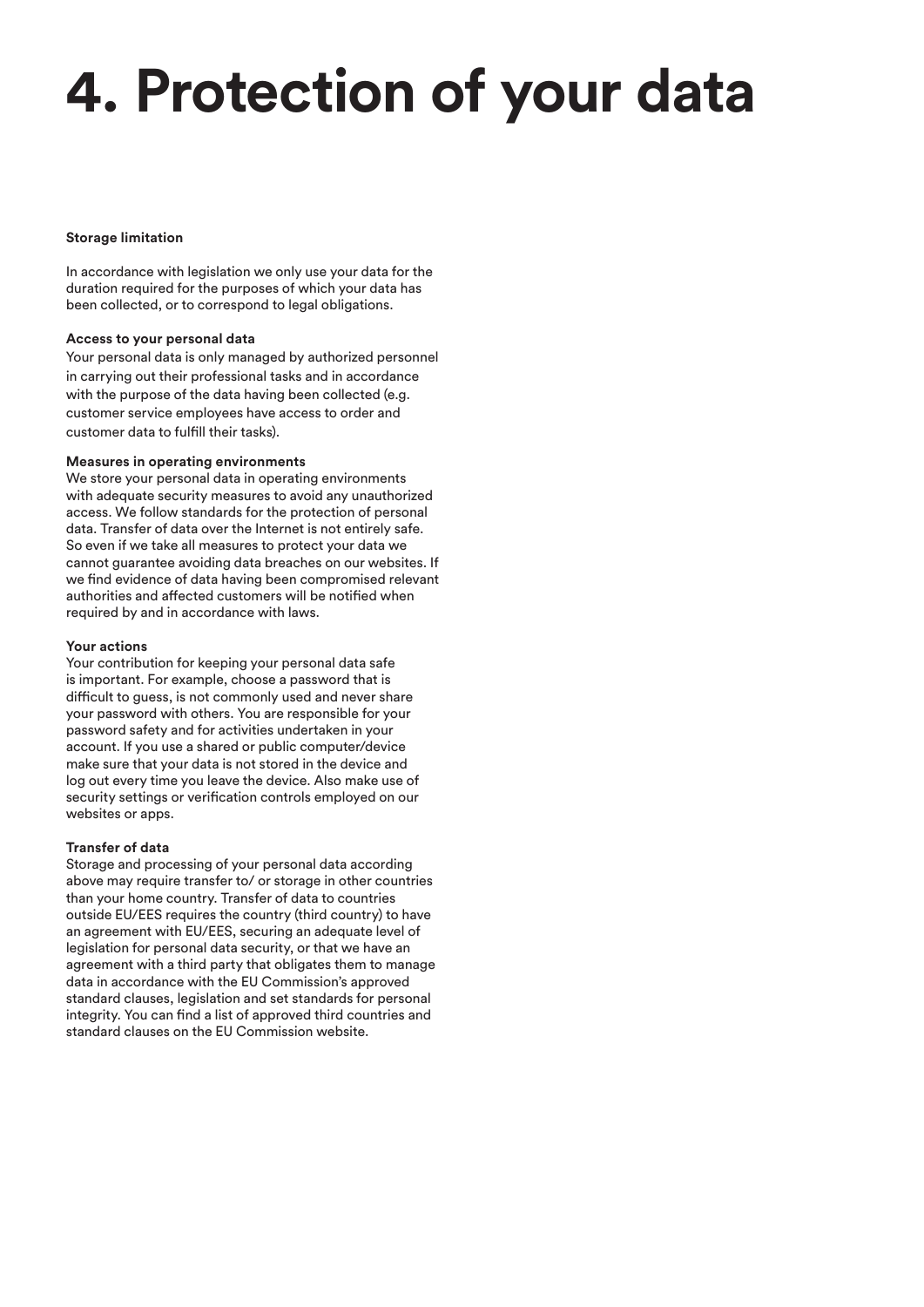# 4. Protection of your data

**Storage limitation**

In accordance with legislation we only use your data for the duration required for the purposes of which your data has been collected, or to correspond to legal obligations.

**Access to your personal data**

Your personal data is only managed by authorized personnel in carrying out their professional tasks and in accordance with the purpose of the data having been collected (e.g. customer service employees have access to order and customer data to fulfill their tasks).

**Measures in operating environments**

We store your personal data in operating environments with adequate security measures to avoid any unauthorized access. We follow standards for the protection of personal data. Transfer of data over the Internet is not entirely safe. So even if we take all measures to protect your data we cannot guarantee avoiding data breaches on our websites. If we find evidence of data having been compromised relevant authorities and affected customers will be notified when required by and in accordance with laws.

**Your actions**

Your contribution for keeping your personal data safe is important. For example, choose a password that is difficult to guess, is not commonly used and never share your password with others. You are responsible for your password safety and for activities undertaken in your account. If you use a shared or public computer/device make sure that your data is not stored in the device and log out every time you leave the device. Also make use of security settings or verification controls employed on our websites or apps.

**Transfer of data**

Storage and processing of your personal data according above may require transfer to/ or storage in other countries than your home country. Transfer of data to countries outside EU/EES requires the country (third country) to have an agreement with EU/EES, securing an adequate level of legislation for personal data security, or that we have an agreement with a third party that obligates them to manage data in accordance with the EU Commission's approved standard clauses, legislation and set standards for personal integrity. You can find a list of approved third countries and standard clauses on the EU Commission website.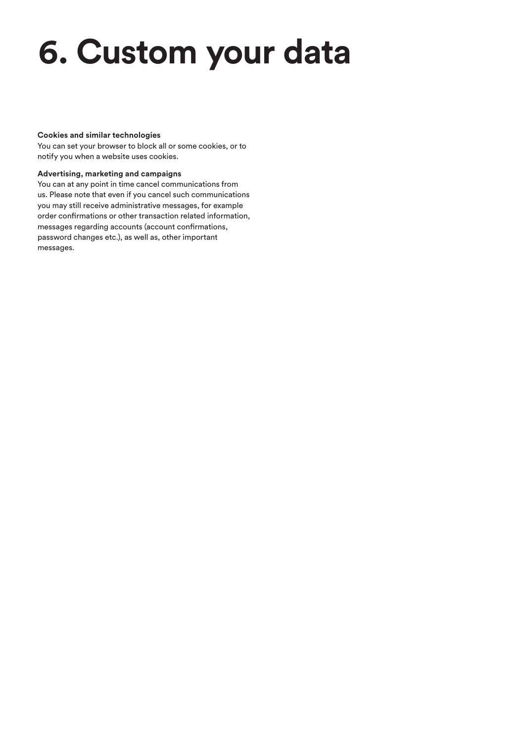# 6. Custom your data

**Cookies and similar technologies**
You can set your browser to block all or some cookies, or to notify you when a website uses cookies.

**Advertising, marketing and campaigns**
You can at any point in time cancel communications from us. Please note that even if you cancel such communications you may still receive administrative messages, for example order confirmations or other transaction related information, messages regarding accounts (account confirmations, password changes etc.), as well as, other important messages.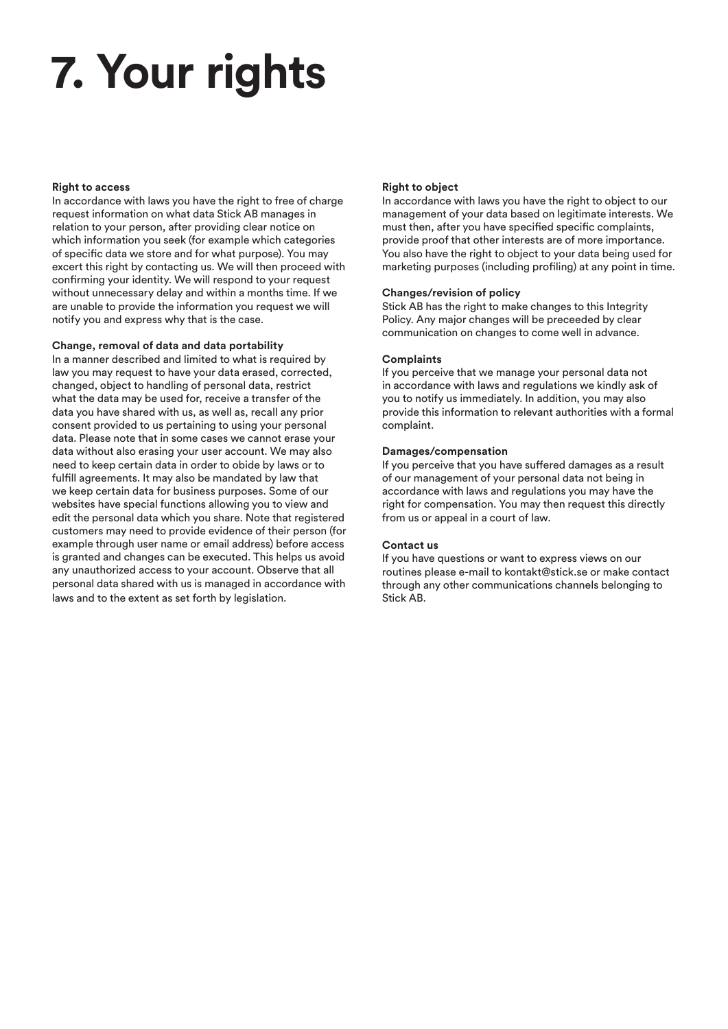# 7. Your rights

**Right to access**

In accordance with laws you have the right to free of charge request information on what data Stick AB manages in relation to your person, after providing clear notice on which information you seek (for example which categories of specific data we store and for what purpose). You may excert this right by contacting us. We will then proceed with confirming your identity. We will respond to your request without unnecessary delay and within a months time. If we are unable to provide the information you request we will notify you and express why that is the case.

**Change, removal of data and data portability**

In a manner described and limited to what is required by law you may request to have your data erased, corrected, changed, object to handling of personal data, restrict what the data may be used for, receive a transfer of the data you have shared with us, as well as, recall any prior consent provided to us pertaining to using your personal data. Please note that in some cases we cannot erase your data without also erasing your user account. We may also need to keep certain data in order to obide by laws or to fulfill agreements. It may also be mandated by law that we keep certain data for business purposes. Some of our websites have special functions allowing you to view and edit the personal data which you share. Note that registered customers may need to provide evidence of their person (for example through user name or email address) before access is granted and changes can be executed. This helps us avoid any unauthorized access to your account. Observe that all personal data shared with us is managed in accordance with laws and to the extent as set forth by legislation.

**Right to object**

In accordance with laws you have the right to object to our management of your data based on legitimate interests. We must then, after you have specified specific complaints, provide proof that other interests are of more importance. You also have the right to object to your data being used for marketing purposes (including profiling) at any point in time.

**Changes/revision of policy**

Stick AB has the right to make changes to this Integrity Policy. Any major changes will be preceeded by clear communication on changes to come well in advance.

**Complaints**

If you perceive that we manage your personal data not in accordance with laws and regulations we kindly ask of you to notify us immediately. In addition, you may also provide this information to relevant authorities with a formal complaint.

**Damages/compensation**

If you perceive that you have suffered damages as a result of our management of your personal data not being in accordance with laws and regulations you may have the right for compensation. You may then request this directly from us or appeal in a court of law.

**Contact us**

If you have questions or want to express views on our routines please e-mail to kontakt@stick.se or make contact through any other communications channels belonging to Stick AB.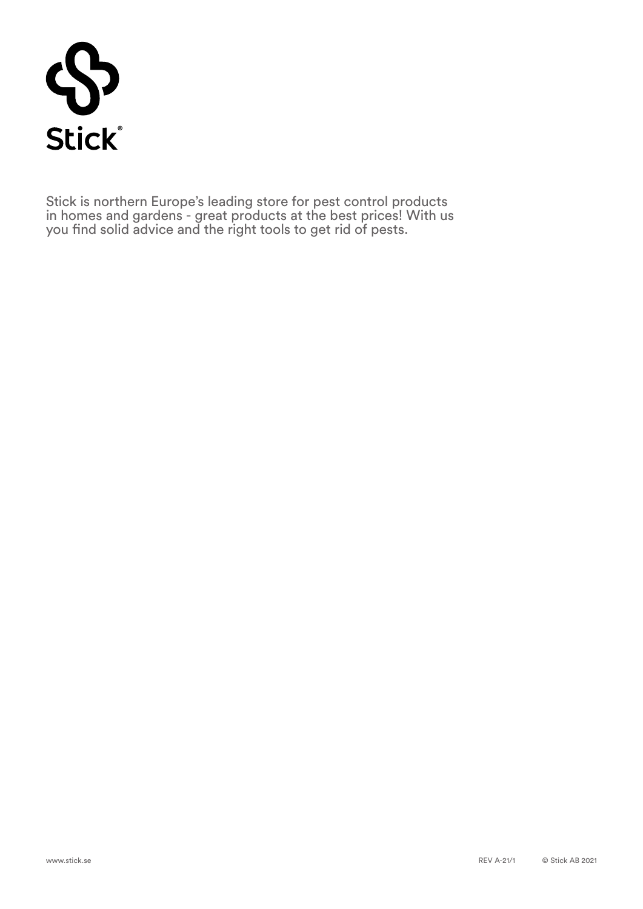Stick®

Stick is northern Europe's leading store for pest control products in homes and gardens - great products at the best prices! With us you find solid advice and the right tools to get rid of pests.

www.stick.se

REV A-21/1

© Stick AB 2021